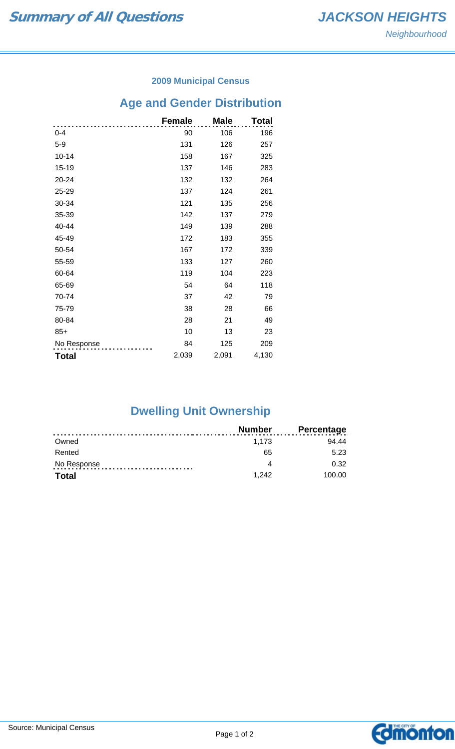# Summary of All Questions

## JACKSON HEIGHTS

*Neighbourhood*

### 2009 Municipal Census

## Age and Gender Distribution

| | Female | Male | Total |
|---|---|---|---|
| 0-4 | 90 | 106 | 196 |
| 5-9 | 131 | 126 | 257 |
| 10-14 | 158 | 167 | 325 |
| 15-19 | 137 | 146 | 283 |
| 20-24 | 132 | 132 | 264 |
| 25-29 | 137 | 124 | 261 |
| 30-34 | 121 | 135 | 256 |
| 35-39 | 142 | 137 | 279 |
| 40-44 | 149 | 139 | 288 |
| 45-49 | 172 | 183 | 355 |
| 50-54 | 167 | 172 | 339 |
| 55-59 | 133 | 127 | 260 |
| 60-64 | 119 | 104 | 223 |
| 65-69 | 54 | 64 | 118 |
| 70-74 | 37 | 42 | 79 |
| 75-79 | 38 | 28 | 66 |
| 80-84 | 28 | 21 | 49 |
| 85+ | 10 | 13 | 23 |
| No Response | 84 | 125 | 209 |
| **Total** | 2,039 | 2,091 | 4,130 |

## Dwelling Unit Ownership

| | Number | Percentage |
|---|---|---|
| Owned | 1,173 | 94.44 |
| Rented | 65 | 5.23 |
| No Response | 4 | 0.32 |
| **Total** | 1,242 | 100.00 |

Source: Municipal Census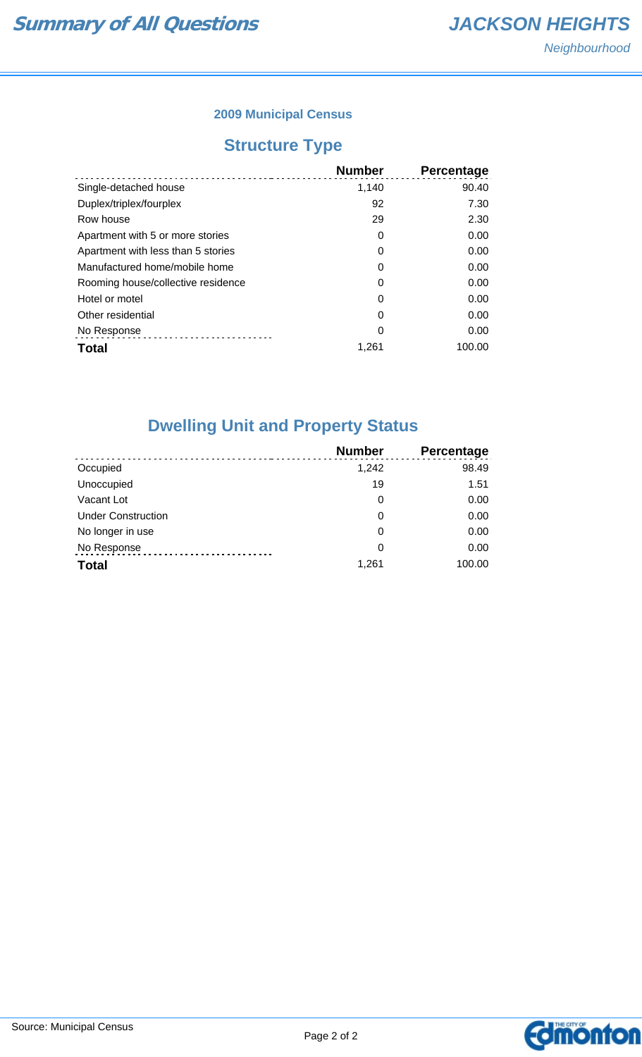# Summary of All Questions

## JACKSON HEIGHTS

*Neighbourhood*

### 2009 Municipal Census

## Structure Type

| | Number | Percentage |
|---|---|---|
| Single-detached house | 1,140 | 90.40 |
| Duplex/triplex/fourplex | 92 | 7.30 |
| Row house | 29 | 2.30 |
| Apartment with 5 or more stories | 0 | 0.00 |
| Apartment with less than 5 stories | 0 | 0.00 |
| Manufactured home/mobile home | 0 | 0.00 |
| Rooming house/collective residence | 0 | 0.00 |
| Hotel or motel | 0 | 0.00 |
| Other residential | 0 | 0.00 |
| No Response | 0 | 0.00 |
| **Total** | 1,261 | 100.00 |

## Dwelling Unit and Property Status

| | Number | Percentage |
|---|---|---|
| Occupied | 1,242 | 98.49 |
| Unoccupied | 19 | 1.51 |
| Vacant Lot | 0 | 0.00 |
| Under Construction | 0 | 0.00 |
| No longer in use | 0 | 0.00 |
| No Response | 0 | 0.00 |
| **Total** | 1,261 | 100.00 |

Source: Municipal Census